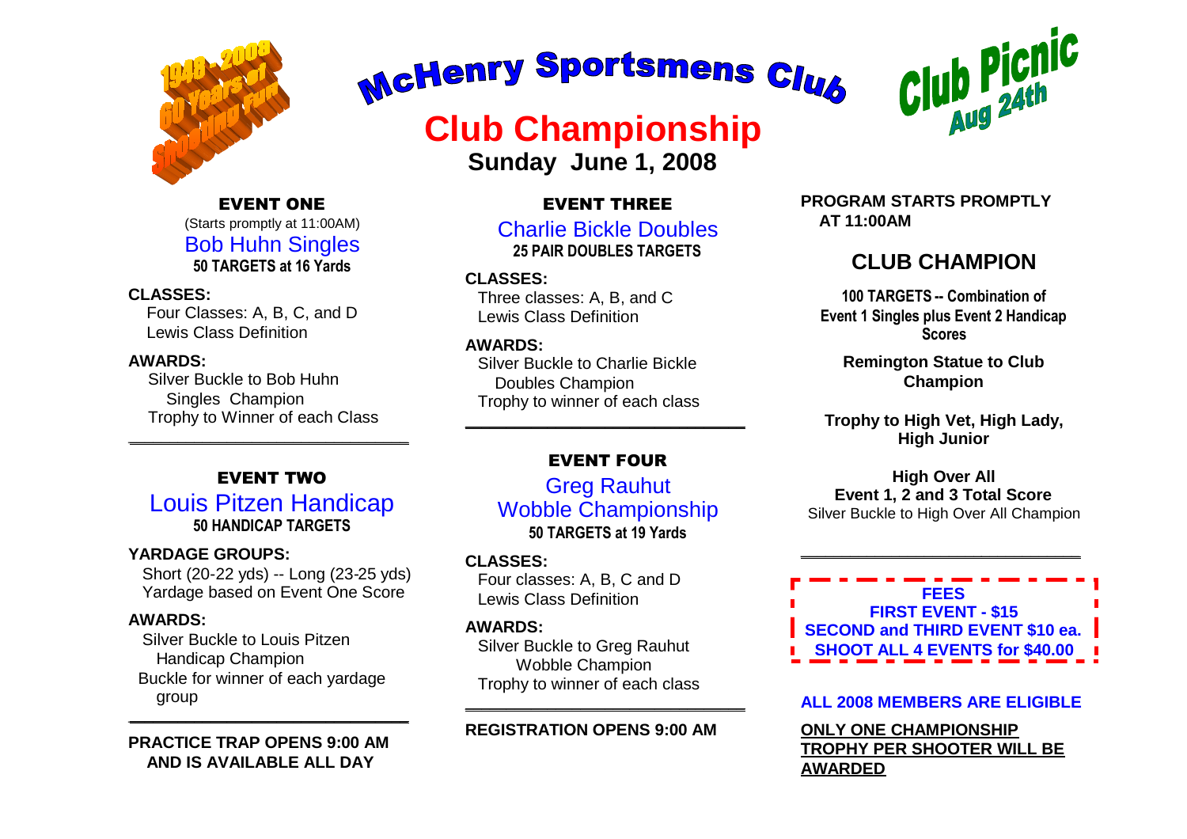1948 - 2008
60 Years of
Shooting Fun

# McHenry Sportsmens Club

Club Picnic
Aug 24th

## Club Championship

**Sunday June 1, 2008**

### EVENT ONE

(Starts promptly at 11:00AM)

Bob Huhn Singles

**50 TARGETS at 16 Yards**

**CLASSES:**

Four Classes: A, B, C, and D
Lewis Class Definition

**AWARDS:**

Silver Buckle to Bob Huhn Singles Champion
Trophy to Winner of each Class

---

### EVENT TWO

Louis Pitzen Handicap

**50 HANDICAP TARGETS**

**YARDAGE GROUPS:**

Short (20-22 yds) -- Long (23-25 yds)
Yardage based on Event One Score

**AWARDS:**

Silver Buckle to Louis Pitzen Handicap Champion
Buckle for winner of each yardage group

---

**PRACTICE TRAP OPENS 9:00 AM AND IS AVAILABLE ALL DAY**

### EVENT THREE

Charlie Bickle Doubles

**25 PAIR DOUBLES TARGETS**

**CLASSES:**

Three classes: A, B, and C
Lewis Class Definition

**AWARDS:**

Silver Buckle to Charlie Bickle Doubles Champion
Trophy to winner of each class

---

### EVENT FOUR

Greg Rauhut Wobble Championship

**50 TARGETS at 19 Yards**

**CLASSES:**

Four classes: A, B, C and D
Lewis Class Definition

**AWARDS:**

Silver Buckle to Greg Rauhut Wobble Champion
Trophy to winner of each class

---

**REGISTRATION OPENS 9:00 AM**

**PROGRAM STARTS PROMPTLY AT 11:00AM**

## CLUB CHAMPION

**100 TARGETS -- Combination of Event 1 Singles plus Event 2 Handicap Scores**

**Remington Statue to Club Champion**

**Trophy to High Vet, High Lady, High Junior**

**High Over All**
**Event 1, 2 and 3 Total Score**
Silver Buckle to High Over All Champion

---

**FEES**
**FIRST EVENT - $15**
**SECOND and THIRD EVENT $10 ea.**
**SHOOT ALL 4 EVENTS for $40.00**

**ALL 2008 MEMBERS ARE ELIGIBLE**

**ONLY ONE CHAMPIONSHIP TROPHY PER SHOOTER WILL BE AWARDED**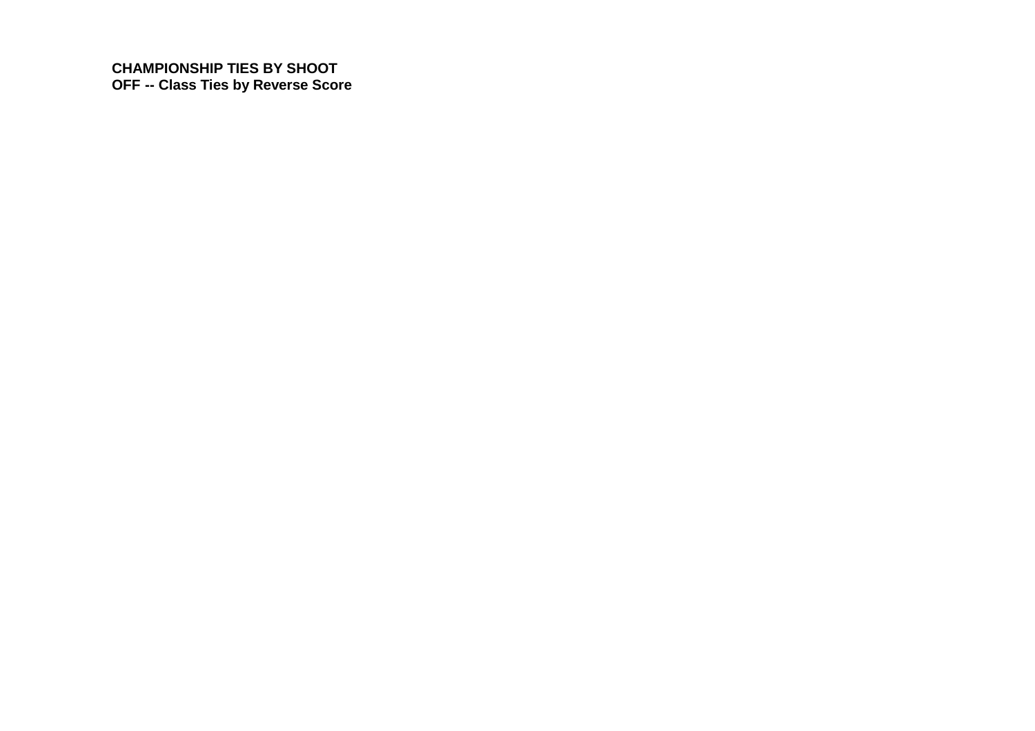**CHAMPIONSHIP TIES BY SHOOT OFF -- Class Ties by Reverse Score**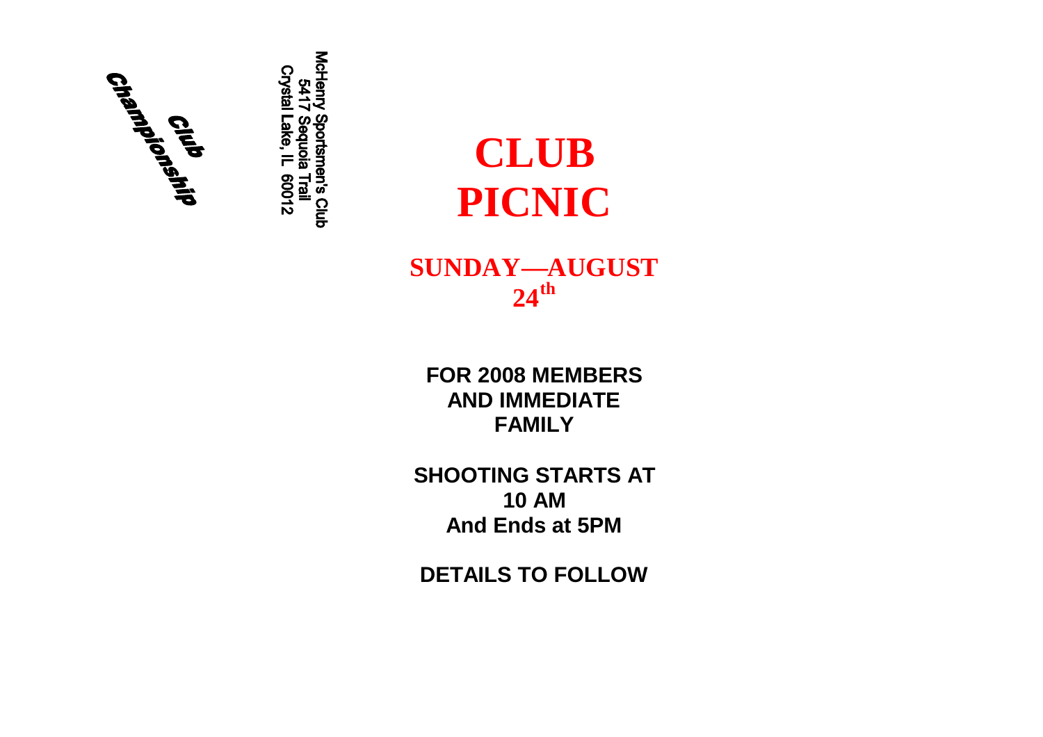Club Championship

McHenry Sportsmen's Club
5417 Sequoia Trail
Crystal Lake, IL 60012

# CLUB PICNIC

## SUNDAY—AUGUST 24th

**FOR 2008 MEMBERS AND IMMEDIATE FAMILY**

**SHOOTING STARTS AT 10 AM**
**And Ends at 5PM**

**DETAILS TO FOLLOW**